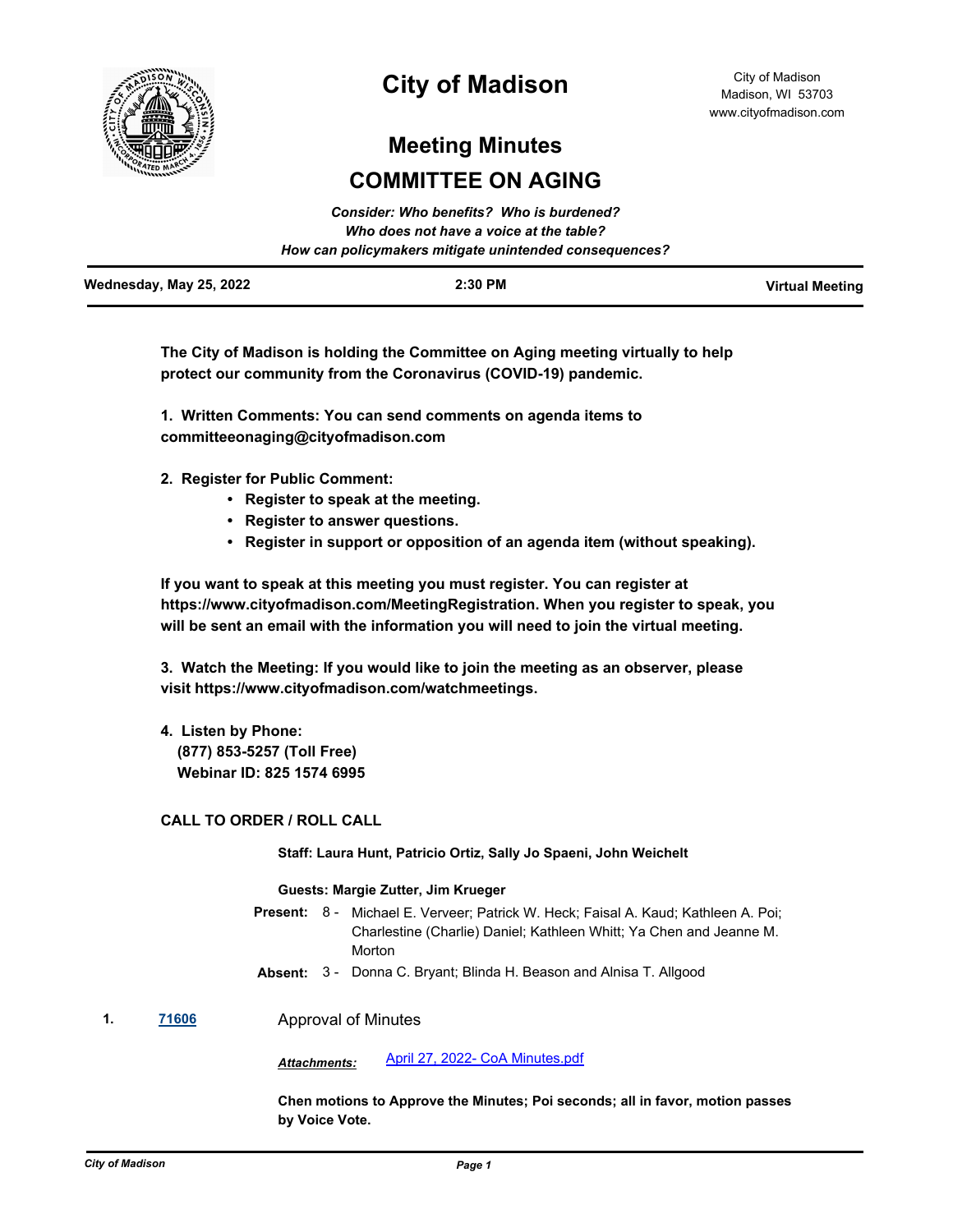# City of Madison

City of Madison
Madison, WI 53703
www.cityofmadison.com

## Meeting Minutes

## COMMITTEE ON AGING

*Consider: Who benefits? Who is burdened?*
*Who does not have a voice at the table?*
*How can policymakers mitigate unintended consequences?*

**Wednesday, May 25, 2022** | **2:30 PM** | **Virtual Meeting**

**The City of Madison is holding the Committee on Aging meeting virtually to help protect our community from the Coronavirus (COVID-19) pandemic.**

**1. Written Comments: You can send comments on agenda items to committeeonaging@cityofmadison.com**

**2. Register for Public Comment:**

- **Register to speak at the meeting.**
- **Register to answer questions.**
- **Register in support or opposition of an agenda item (without speaking).**

**If you want to speak at this meeting you must register. You can register at https://www.cityofmadison.com/MeetingRegistration. When you register to speak, you will be sent an email with the information you will need to join the virtual meeting.**

**3. Watch the Meeting: If you would like to join the meeting as an observer, please visit https://www.cityofmadison.com/watchmeetings.**

**4. Listen by Phone:**
**(877) 853-5257 (Toll Free)**
**Webinar ID: 825 1574 6995**

### CALL TO ORDER / ROLL CALL

**Staff: Laura Hunt, Patricio Ortiz, Sally Jo Spaeni, John Weichelt**

**Guests: Margie Zutter, Jim Krueger**

**Present:** 8 - Michael E. Verveer; Patrick W. Heck; Faisal A. Kaud; Kathleen A. Poi; Charlestine (Charlie) Daniel; Kathleen Whitt; Ya Chen and Jeanne M. Morton

**Absent:** 3 - Donna C. Bryant; Blinda H. Beason and Alnisa T. Allgood

**1. 71606** Approval of Minutes

***Attachments:*** April 27, 2022- CoA Minutes.pdf

**Chen motions to Approve the Minutes; Poi seconds; all in favor, motion passes by Voice Vote.**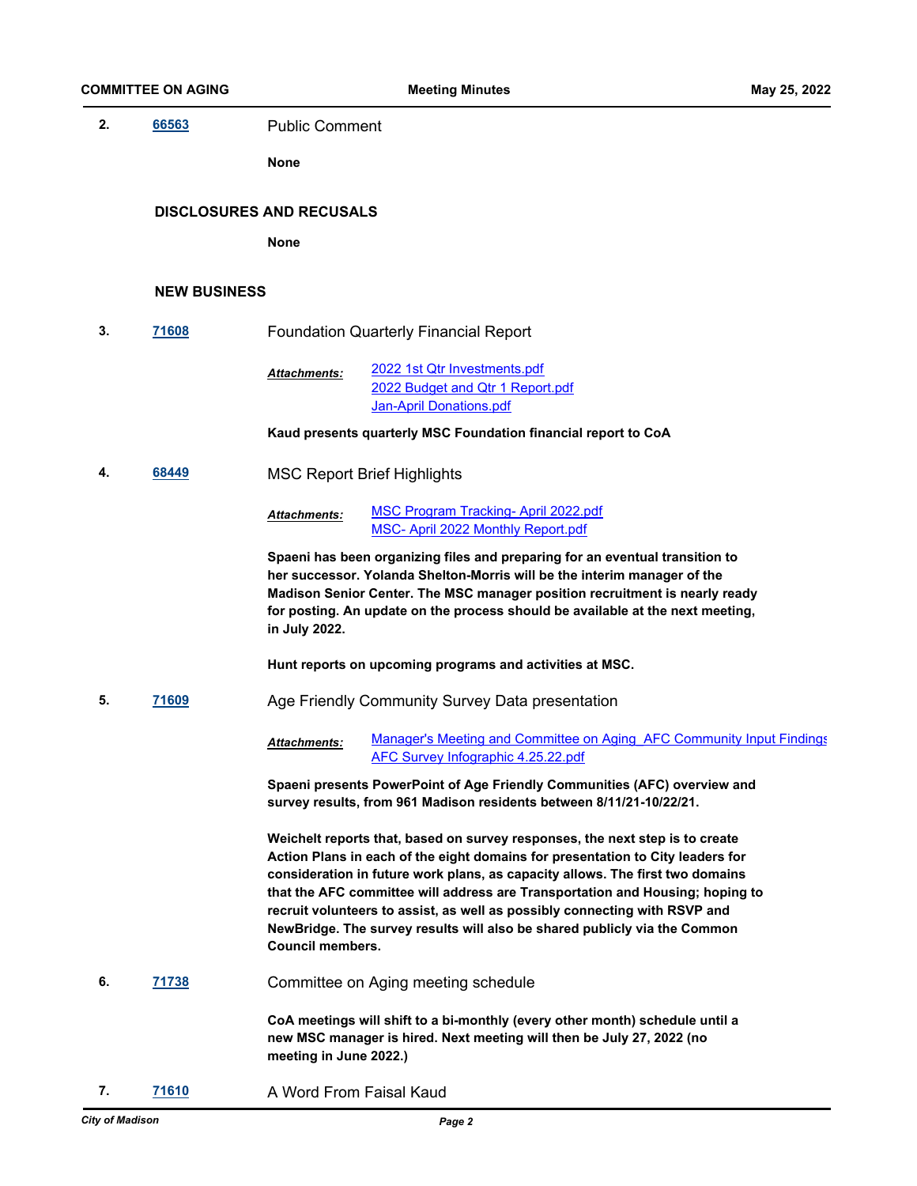**2.** **66563** Public Comment

**None**

### DISCLOSURES AND RECUSALS

**None**

### NEW BUSINESS

**3.** **71608** Foundation Quarterly Financial Report

***Attachments:*** 2022 1st Qtr Investments.pdf
2022 Budget and Qtr 1 Report.pdf
Jan-April Donations.pdf

**Kaud presents quarterly MSC Foundation financial report to CoA**

**4.** **68449** MSC Report Brief Highlights

***Attachments:*** MSC Program Tracking- April 2022.pdf
MSC- April 2022 Monthly Report.pdf

**Spaeni has been organizing files and preparing for an eventual transition to her successor. Yolanda Shelton-Morris will be the interim manager of the Madison Senior Center. The MSC manager position recruitment is nearly ready for posting. An update on the process should be available at the next meeting, in July 2022.**

**Hunt reports on upcoming programs and activities at MSC.**

**5.** **71609** Age Friendly Community Survey Data presentation

***Attachments:*** Manager's Meeting and Committee on Aging AFC Community Input Findings
AFC Survey Infographic 4.25.22.pdf

**Spaeni presents PowerPoint of Age Friendly Communities (AFC) overview and survey results, from 961 Madison residents between 8/11/21-10/22/21.**

**Weichelt reports that, based on survey responses, the next step is to create Action Plans in each of the eight domains for presentation to City leaders for consideration in future work plans, as capacity allows. The first two domains that the AFC committee will address are Transportation and Housing; hoping to recruit volunteers to assist, as well as possibly connecting with RSVP and NewBridge. The survey results will also be shared publicly via the Common Council members.**

**6.** **71738** Committee on Aging meeting schedule

**CoA meetings will shift to a bi-monthly (every other month) schedule until a new MSC manager is hired. Next meeting will then be July 27, 2022 (no meeting in June 2022.)**

**7.** **71610** A Word From Faisal Kaud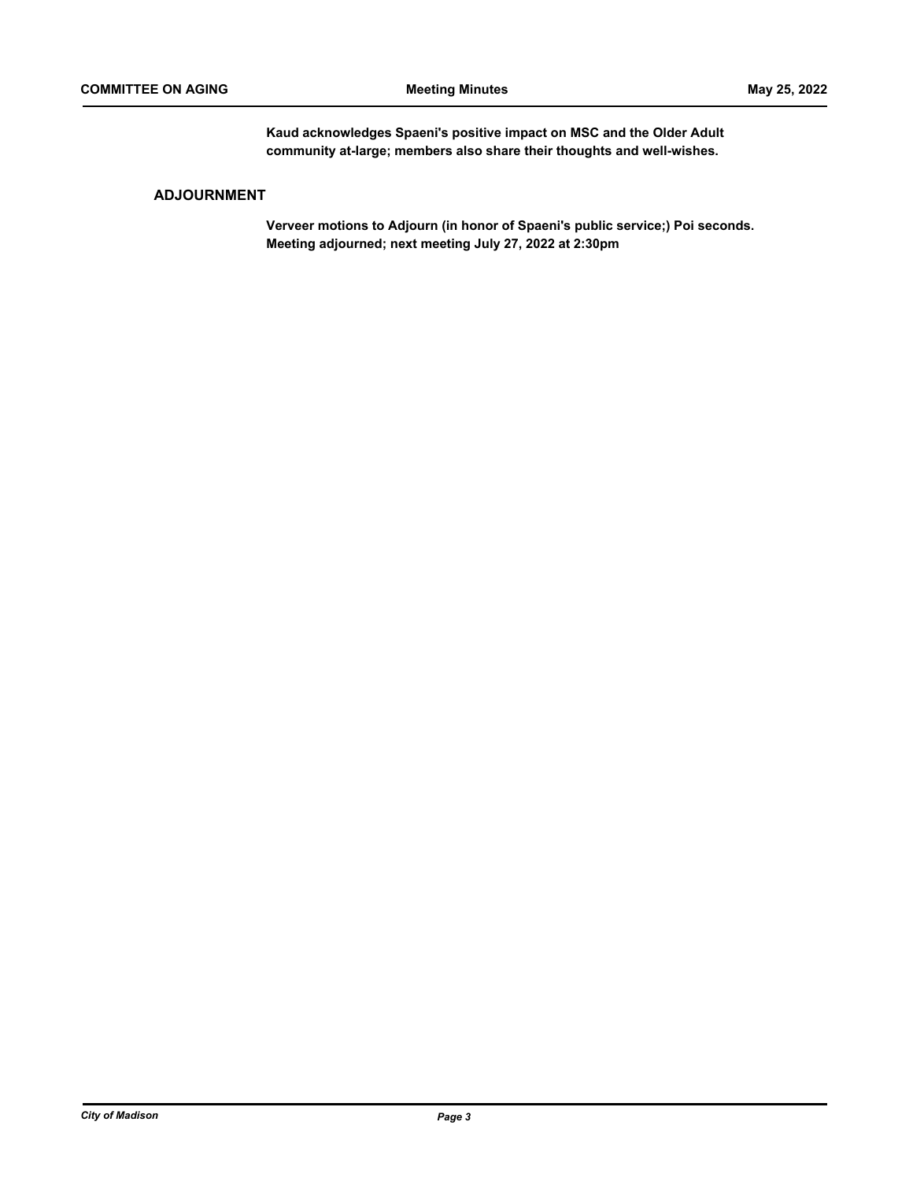**Kaud acknowledges Spaeni's positive impact on MSC and the Older Adult community at-large; members also share their thoughts and well-wishes.**

## ADJOURNMENT

**Verveer motions to Adjourn (in honor of Spaeni's public service;) Poi seconds. Meeting adjourned; next meeting July 27, 2022 at 2:30pm**